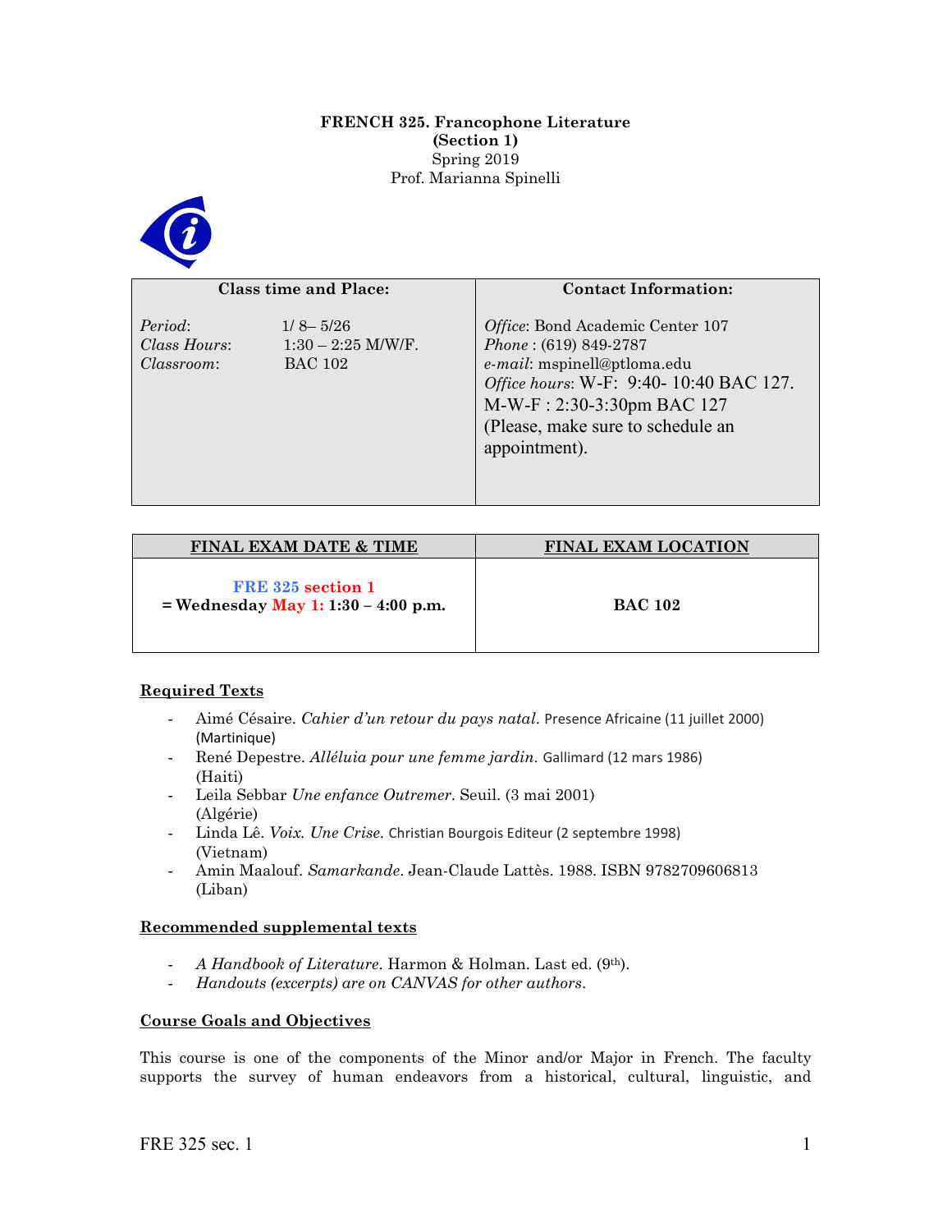**FRENCH 325. Francophone Literature**
**(Section 1)**
Spring 2019
Prof. Marianna Spinelli

| **Class time and Place:** | **Contact Information:** |
|---|---|
| *Period*: 1/ 8– 5/26<br>*Class Hours*: 1:30 – 2:25 M/W/F.<br>*Classroom*: BAC 102 | *Office*: Bond Academic Center 107<br>*Phone* : (619) 849-2787<br>*e-mail*: mspinell@ptloma.edu<br>*Office hours*: W-F: 9:40- 10:40 BAC 127.<br>M-W-F : 2:30-3:30pm BAC 127<br>(Please, make sure to schedule an appointment). |

| **FINAL EXAM DATE & TIME** | **FINAL EXAM LOCATION** |
|---|---|
| **FRE 325 section 1**<br>**= Wednesday May 1: 1:30 – 4:00 p.m.** | **BAC 102** |

**Required Texts**

- Aimé Césaire. *Cahier d'un retour du pays natal*. Presence Africaine (11 juillet 2000) (Martinique)
- René Depestre. *Alléluia pour une femme jardin.* Gallimard (12 mars 1986) (Haiti)
- Leila Sebbar *Une enfance Outremer*. Seuil. (3 mai 2001) (Algérie)
- Linda Lê. *Voix. Une Crise.* Christian Bourgois Editeur (2 septembre 1998) (Vietnam)
- Amin Maalouf. *Samarkande*. Jean-Claude Lattès. 1988. ISBN 9782709606813 (Liban)

**Recommended supplemental texts**

- *A Handbook of Literature*. Harmon & Holman. Last ed. (9th).
- *Handouts (excerpts) are on CANVAS for other authors*.

**Course Goals and Objectives**

This course is one of the components of the Minor and/or Major in French. The faculty supports the survey of human endeavors from a historical, cultural, linguistic, and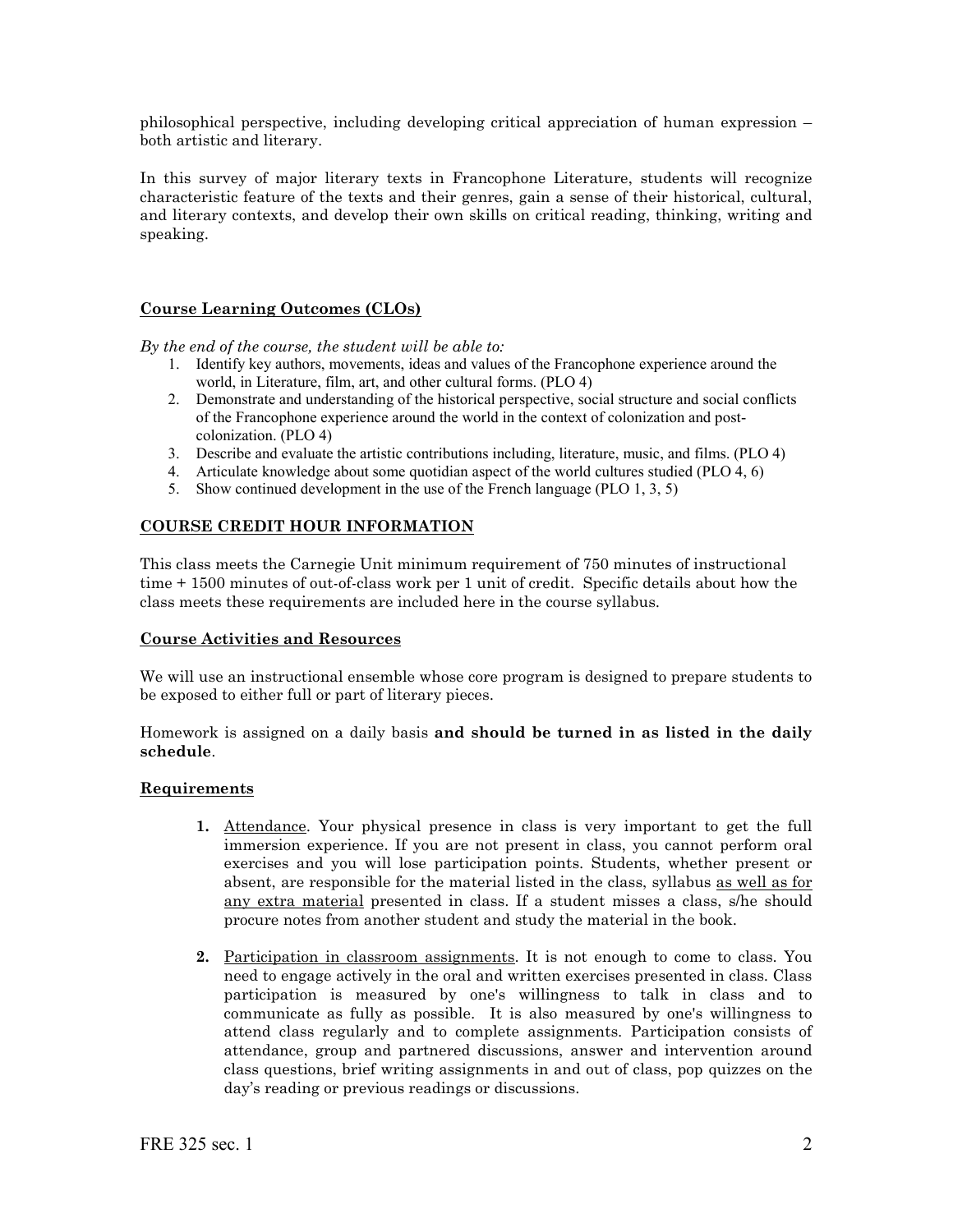philosophical perspective, including developing critical appreciation of human expression – both artistic and literary.

In this survey of major literary texts in Francophone Literature, students will recognize characteristic feature of the texts and their genres, gain a sense of their historical, cultural, and literary contexts, and develop their own skills on critical reading, thinking, writing and speaking.

## Course Learning Outcomes (CLOs)

*By the end of the course, the student will be able to:*

1. Identify key authors, movements, ideas and values of the Francophone experience around the world, in Literature, film, art, and other cultural forms. (PLO 4)
2. Demonstrate and understanding of the historical perspective, social structure and social conflicts of the Francophone experience around the world in the context of colonization and post-colonization. (PLO 4)
3. Describe and evaluate the artistic contributions including, literature, music, and films. (PLO 4)
4. Articulate knowledge about some quotidian aspect of the world cultures studied (PLO 4, 6)
5. Show continued development in the use of the French language (PLO 1, 3, 5)

## COURSE CREDIT HOUR INFORMATION

This class meets the Carnegie Unit minimum requirement of 750 minutes of instructional time + 1500 minutes of out-of-class work per 1 unit of credit. Specific details about how the class meets these requirements are included here in the course syllabus.

## Course Activities and Resources

We will use an instructional ensemble whose core program is designed to prepare students to be exposed to either full or part of literary pieces.

Homework is assigned on a daily basis **and should be turned in as listed in the daily schedule**.

## Requirements

1. Attendance. Your physical presence in class is very important to get the full immersion experience. If you are not present in class, you cannot perform oral exercises and you will lose participation points. Students, whether present or absent, are responsible for the material listed in the class, syllabus as well as for any extra material presented in class. If a student misses a class, s/he should procure notes from another student and study the material in the book.

2. Participation in classroom assignments. It is not enough to come to class. You need to engage actively in the oral and written exercises presented in class. Class participation is measured by one's willingness to talk in class and to communicate as fully as possible. It is also measured by one's willingness to attend class regularly and to complete assignments. Participation consists of attendance, group and partnered discussions, answer and intervention around class questions, brief writing assignments in and out of class, pop quizzes on the day's reading or previous readings or discussions.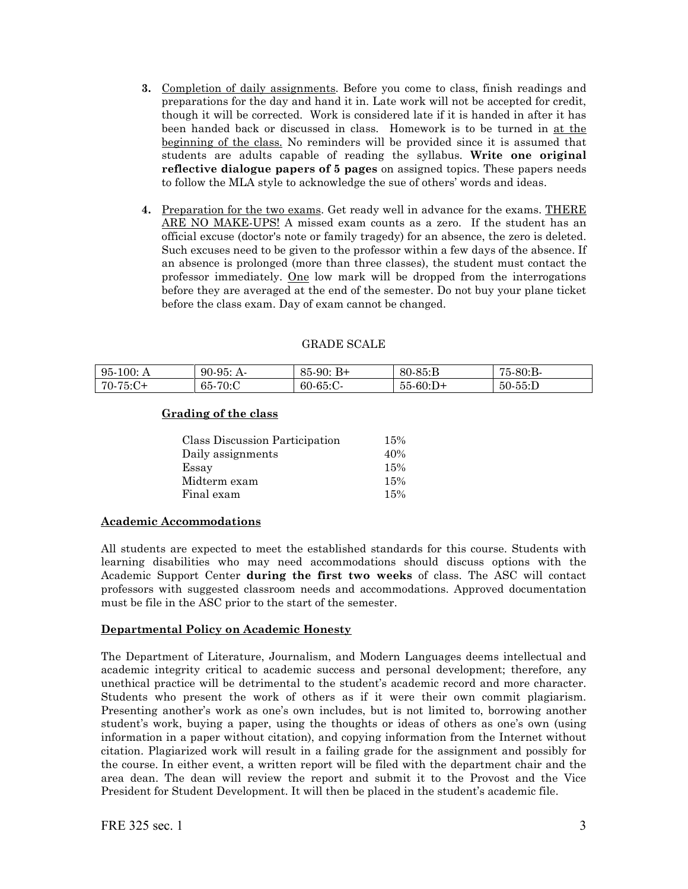3. <u>Completion of daily assignments</u>. Before you come to class, finish readings and preparations for the day and hand it in. Late work will not be accepted for credit, though it will be corrected. Work is considered late if it is handed in after it has been handed back or discussed in class. Homework is to be turned in <u>at the beginning of the class.</u> No reminders will be provided since it is assumed that students are adults capable of reading the syllabus. **Write one original reflective dialogue papers of 5 pages** on assigned topics. These papers needs to follow the MLA style to acknowledge the sue of others' words and ideas.

4. <u>Preparation for the two exams</u>. Get ready well in advance for the exams. <u>THERE ARE NO MAKE-UPS!</u> A missed exam counts as a zero. If the student has an official excuse (doctor's note or family tragedy) for an absence, the zero is deleted. Such excuses need to be given to the professor within a few days of the absence. If an absence is prolonged (more than three classes), the student must contact the professor immediately. <u>One</u> low mark will be dropped from the interrogations before they are averaged at the end of the semester. Do not buy your plane ticket before the class exam. Day of exam cannot be changed.

GRADE SCALE

| | | | | |
|---|---|---|---|---|
| 95-100: A | 90-95: A- | 85-90: B+ | 80-85:B | 75-80:B- |
| 70-75:C+ | 65-70:C | 60-65:C- | 55-60:D+ | 50-55:D |

**<u>Grading of the class</u>**

| | |
|---|---|
| Class Discussion Participation | 15% |
| Daily assignments | 40% |
| Essay | 15% |
| Midterm exam | 15% |
| Final exam | 15% |

**<u>Academic Accommodations</u>**

All students are expected to meet the established standards for this course. Students with learning disabilities who may need accommodations should discuss options with the Academic Support Center **during the first two weeks** of class. The ASC will contact professors with suggested classroom needs and accommodations. Approved documentation must be file in the ASC prior to the start of the semester.

**<u>Departmental Policy on Academic Honesty</u>**

The Department of Literature, Journalism, and Modern Languages deems intellectual and academic integrity critical to academic success and personal development; therefore, any unethical practice will be detrimental to the student's academic record and more character. Students who present the work of others as if it were their own commit plagiarism. Presenting another's work as one's own includes, but is not limited to, borrowing another student's work, buying a paper, using the thoughts or ideas of others as one's own (using information in a paper without citation), and copying information from the Internet without citation. Plagiarized work will result in a failing grade for the assignment and possibly for the course. In either event, a written report will be filed with the department chair and the area dean. The dean will review the report and submit it to the Provost and the Vice President for Student Development. It will then be placed in the student's academic file.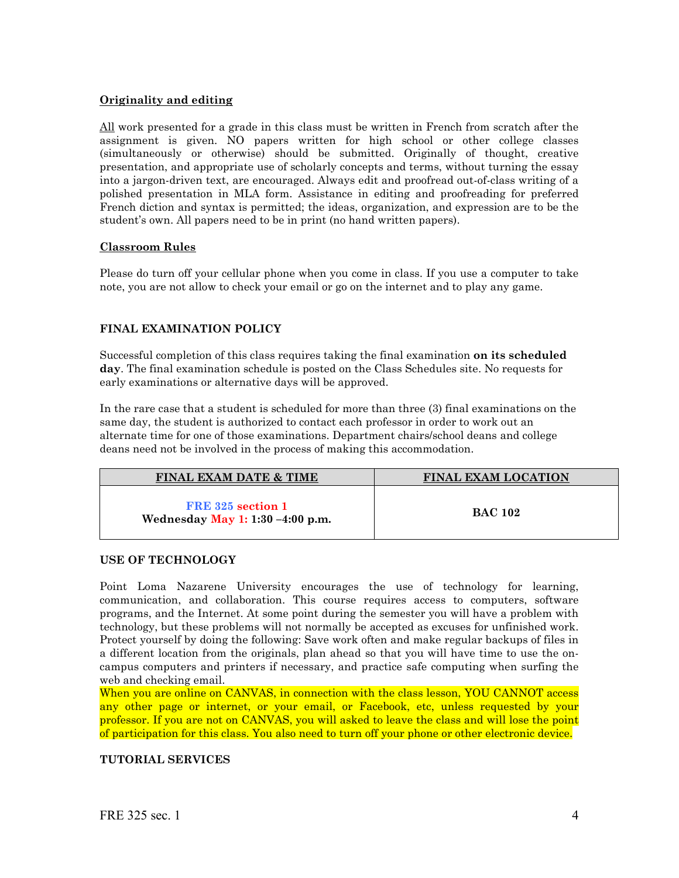**Originality and editing**

All work presented for a grade in this class must be written in French from scratch after the assignment is given. NO papers written for high school or other college classes (simultaneously or otherwise) should be submitted. Originally of thought, creative presentation, and appropriate use of scholarly concepts and terms, without turning the essay into a jargon-driven text, are encouraged. Always edit and proofread out-of-class writing of a polished presentation in MLA form. Assistance in editing and proofreading for preferred French diction and syntax is permitted; the ideas, organization, and expression are to be the student's own. All papers need to be in print (no hand written papers).

**Classroom Rules**

Please do turn off your cellular phone when you come in class. If you use a computer to take note, you are not allow to check your email or go on the internet and to play any game.

**FINAL EXAMINATION POLICY**

Successful completion of this class requires taking the final examination **on its scheduled day**. The final examination schedule is posted on the Class Schedules site. No requests for early examinations or alternative days will be approved.

In the rare case that a student is scheduled for more than three (3) final examinations on the same day, the student is authorized to contact each professor in order to work out an alternate time for one of those examinations. Department chairs/school deans and college deans need not be involved in the process of making this accommodation.

| FINAL EXAM DATE & TIME | FINAL EXAM LOCATION |
| --- | --- |
| **FRE 325 section 1**<br>**Wednesday May 1: 1:30 –4:00 p.m.** | **BAC 102** |

**USE OF TECHNOLOGY**

Point Loma Nazarene University encourages the use of technology for learning, communication, and collaboration. This course requires access to computers, software programs, and the Internet. At some point during the semester you will have a problem with technology, but these problems will not normally be accepted as excuses for unfinished work. Protect yourself by doing the following: Save work often and make regular backups of files in a different location from the originals, plan ahead so that you will have time to use the on-campus computers and printers if necessary, and practice safe computing when surfing the web and checking email.
When you are online on CANVAS, in connection with the class lesson, YOU CANNOT access any other page or internet, or your email, or Facebook, etc, unless requested by your professor. If you are not on CANVAS, you will asked to leave the class and will lose the point of participation for this class. You also need to turn off your phone or other electronic device.

**TUTORIAL SERVICES**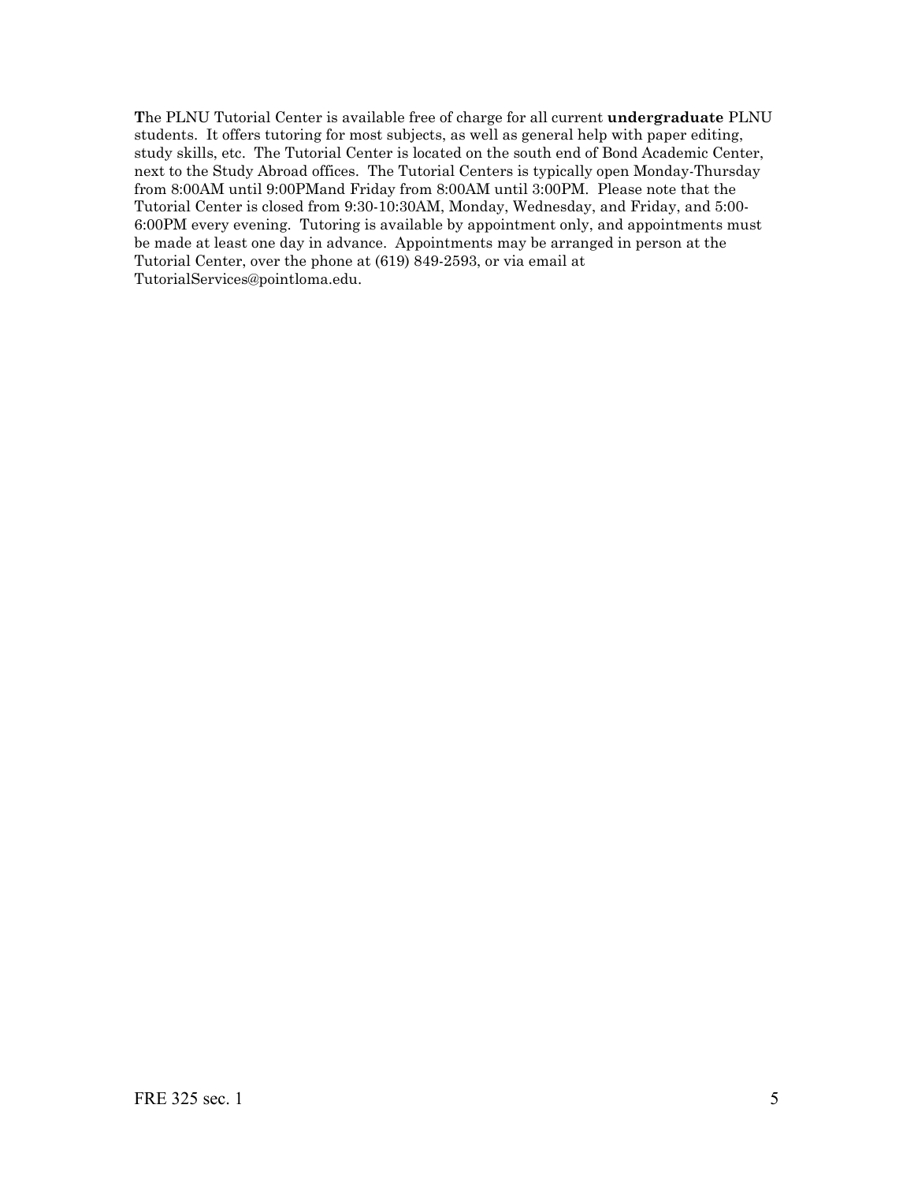**T**he PLNU Tutorial Center is available free of charge for all current **undergraduate** PLNU students. It offers tutoring for most subjects, as well as general help with paper editing, study skills, etc. The Tutorial Center is located on the south end of Bond Academic Center, next to the Study Abroad offices. The Tutorial Centers is typically open Monday-Thursday from 8:00AM until 9:00PMand Friday from 8:00AM until 3:00PM. Please note that the Tutorial Center is closed from 9:30-10:30AM, Monday, Wednesday, and Friday, and 5:00-6:00PM every evening. Tutoring is available by appointment only, and appointments must be made at least one day in advance. Appointments may be arranged in person at the Tutorial Center, over the phone at (619) 849-2593, or via email at TutorialServices@pointloma.edu.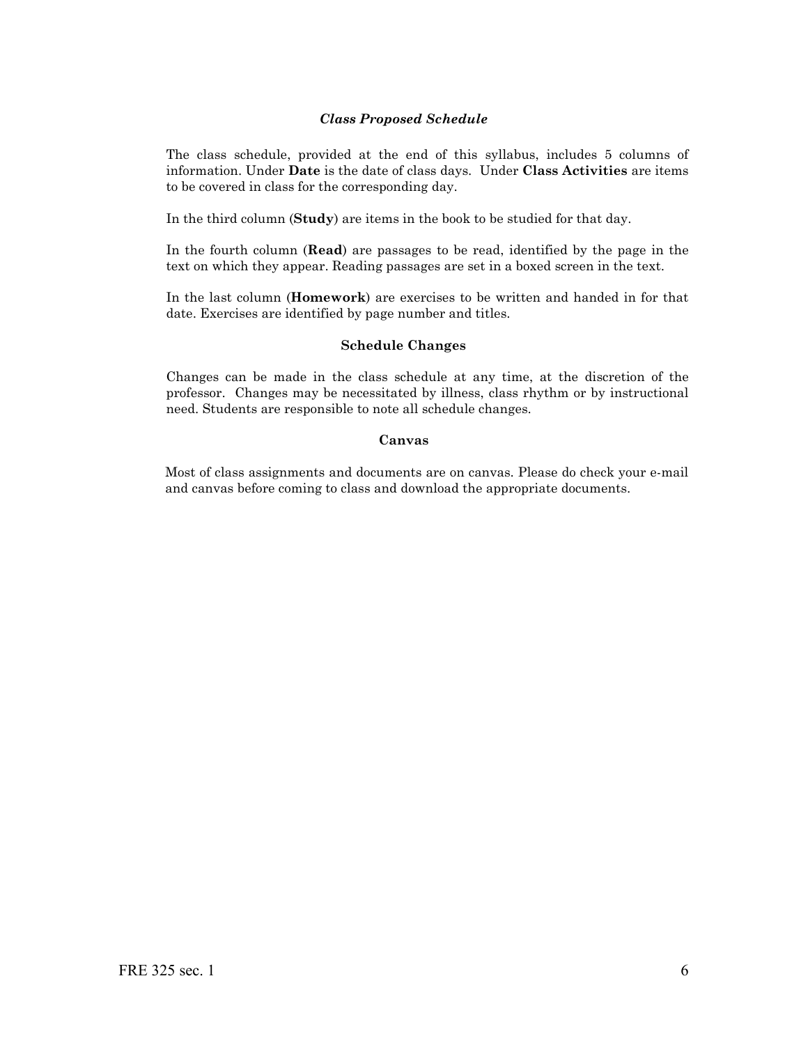### *Class Proposed Schedule*

The class schedule, provided at the end of this syllabus, includes 5 columns of information. Under **Date** is the date of class days. Under **Class Activities** are items to be covered in class for the corresponding day.

In the third column (**Study**) are items in the book to be studied for that day.

In the fourth column (**Read**) are passages to be read, identified by the page in the text on which they appear. Reading passages are set in a boxed screen in the text.

In the last column (**Homework**) are exercises to be written and handed in for that date. Exercises are identified by page number and titles.

### Schedule Changes

Changes can be made in the class schedule at any time, at the discretion of the professor. Changes may be necessitated by illness, class rhythm or by instructional need. Students are responsible to note all schedule changes.

### Canvas

Most of class assignments and documents are on canvas. Please do check your e-mail and canvas before coming to class and download the appropriate documents.